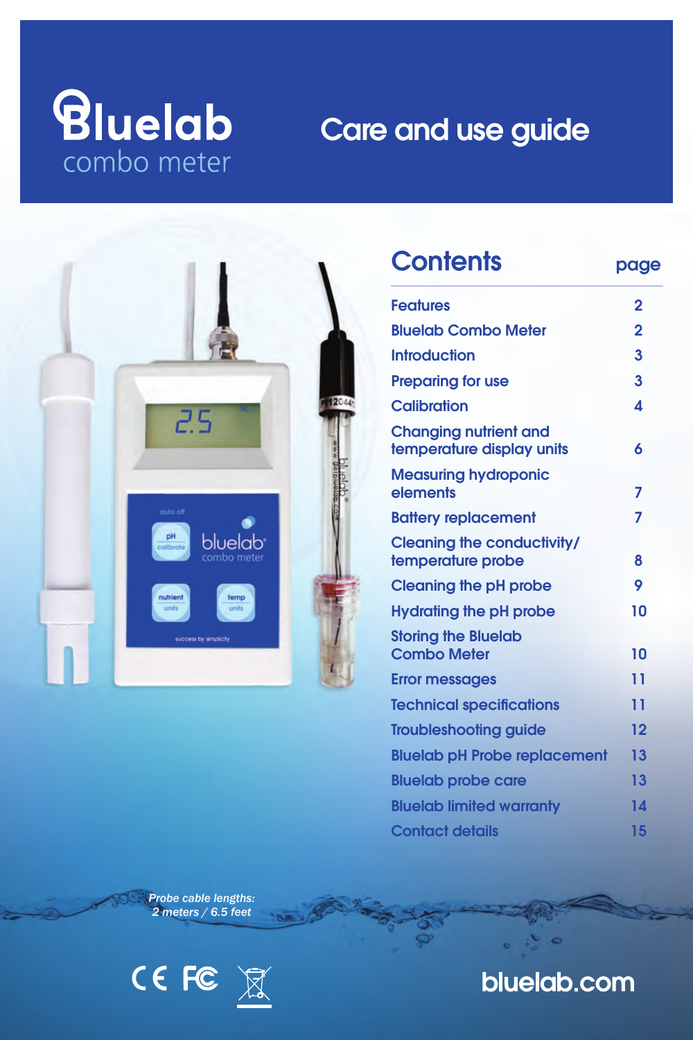# Bluelab combo meter

## Care and use guide

## Contents

| Contents | page |
|---|---|
| Features | 2 |
| Bluelab Combo Meter | 2 |
| Introduction | 3 |
| Preparing for use | 3 |
| Calibration | 4 |
| Changing nutrient and temperature display units | 6 |
| Measuring hydroponic elements | 7 |
| Battery replacement | 7 |
| Cleaning the conductivity/ temperature probe | 8 |
| Cleaning the pH probe | 9 |
| Hydrating the pH probe | 10 |
| Storing the Bluelab Combo Meter | 10 |
| Error messages | 11 |
| Technical specifications | 11 |
| Troubleshooting guide | 12 |
| Bluelab pH Probe replacement | 13 |
| Bluelab probe care | 13 |
| Bluelab limited warranty | 14 |
| Contact details | 15 |

*Probe cable lengths: 2 meters / 6.5 feet*

bluelab.com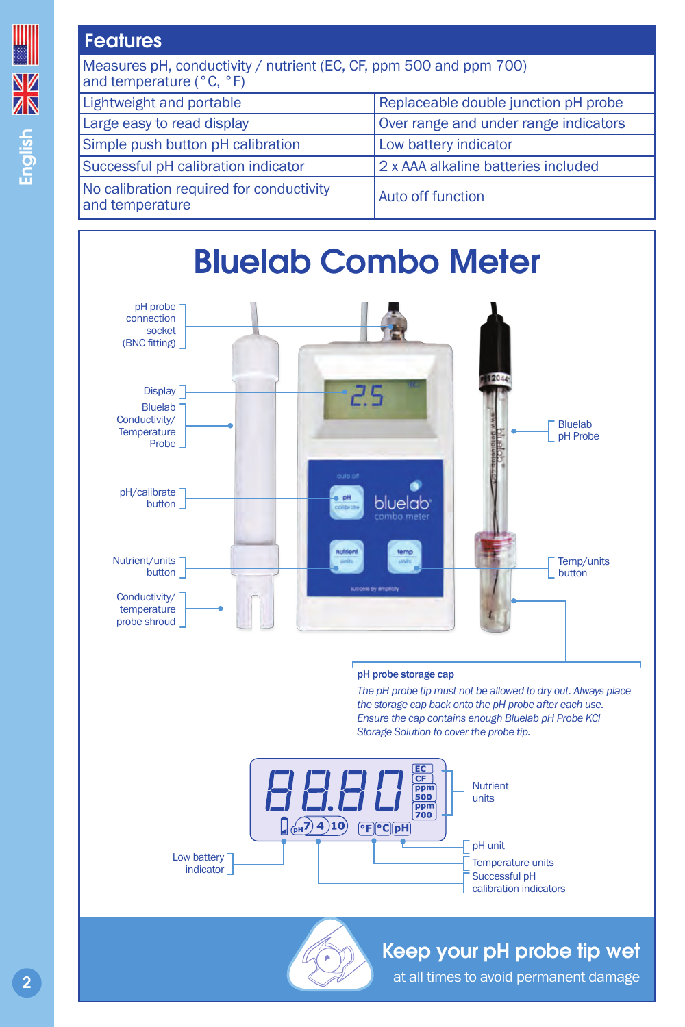## Features

| Measures pH, conductivity / nutrient (EC, CF, ppm 500 and ppm 700) and temperature (°C, °F) | |
|---|---|
| Lightweight and portable | Replaceable double junction pH probe |
| Large easy to read display | Over range and under range indicators |
| Simple push button pH calibration | Low battery indicator |
| Successful pH calibration indicator | 2 x AAA alkaline batteries included |
| No calibration required for conductivity and temperature | Auto off function |

# Bluelab Combo Meter

pH probe connection socket (BNC fitting)

Display

Bluelab Conductivity/ Temperature Probe

pH/calibrate button

Nutrient/units button

Conductivity/ temperature probe shroud

Bluelab pH Probe

Temp/units button

**pH probe storage cap**

*The pH probe tip must not be allowed to dry out. Always place the storage cap back onto the pH probe after each use. Ensure the cap contains enough Bluelab pH Probe KCl Storage Solution to cover the probe tip.*

Nutrient units

Low battery indicator

pH unit

Temperature units

Successful pH calibration indicators

**Keep your pH probe tip wet**

at all times to avoid permanent damage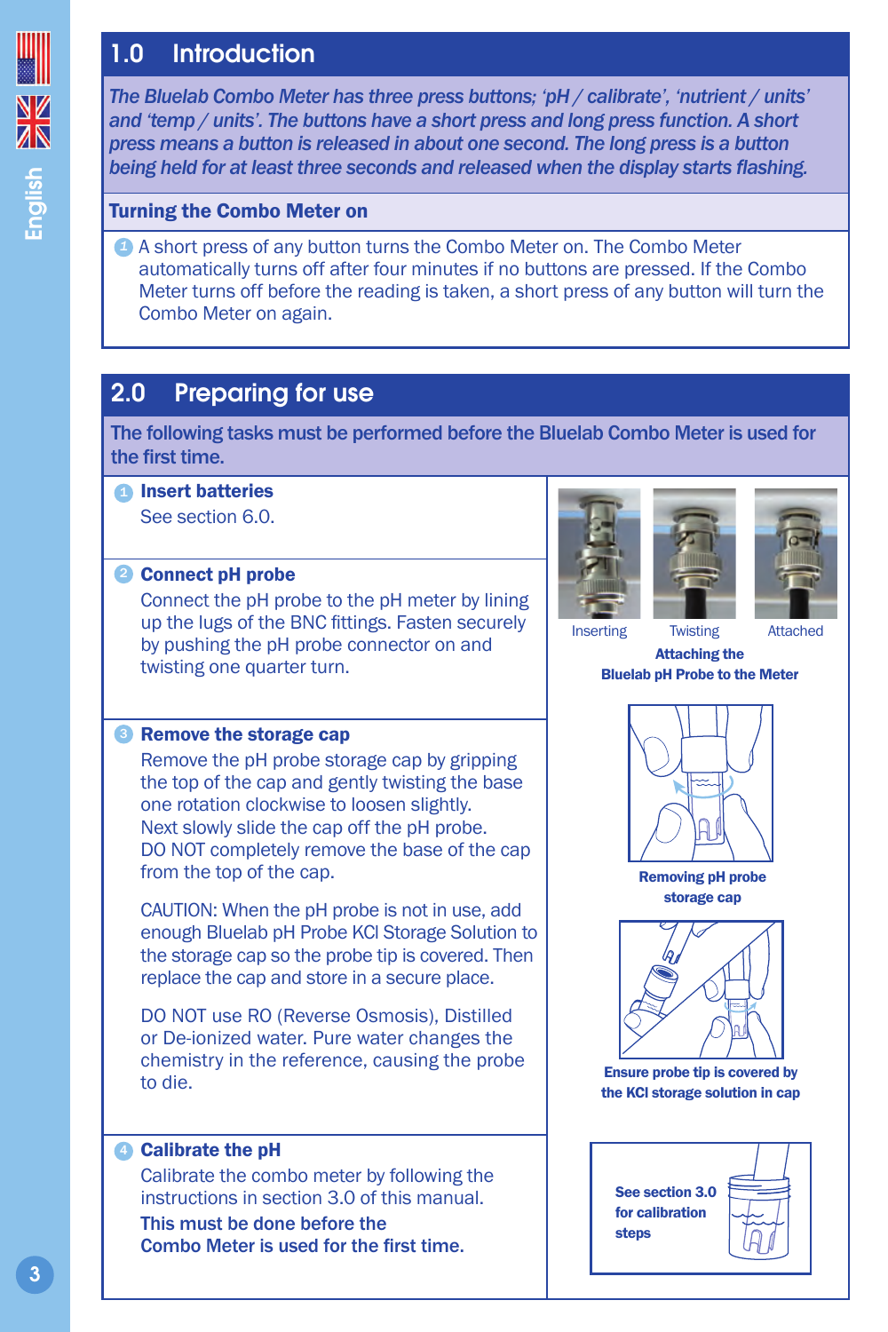## 1.0 Introduction

*The Bluelab Combo Meter has three press buttons; 'pH / calibrate', 'nutrient / units' and 'temp / units'. The buttons have a short press and long press function. A short press means a button is released in about one second. The long press is a button being held for at least three seconds and released when the display starts flashing.*

### Turning the Combo Meter on

1. A short press of any button turns the Combo Meter on. The Combo Meter automatically turns off after four minutes if no buttons are pressed. If the Combo Meter turns off before the reading is taken, a short press of any button will turn the Combo Meter on again.

## 2.0 Preparing for use

**The following tasks must be performed before the Bluelab Combo Meter is used for the first time.**

1. **Insert batteries**
   See section 6.0.

2. **Connect pH probe**
   Connect the pH probe to the pH meter by lining up the lugs of the BNC fittings. Fasten securely by pushing the pH probe connector on and twisting one quarter turn.

Inserting Twisting Attached

**Attaching the Bluelab pH Probe to the Meter**

3. **Remove the storage cap**
   Remove the pH probe storage cap by gripping the top of the cap and gently twisting the base one rotation clockwise to loosen slightly. Next slowly slide the cap off the pH probe. DO NOT completely remove the base of the cap from the top of the cap.

   CAUTION: When the pH probe is not in use, add enough Bluelab pH Probe KCl Storage Solution to the storage cap so the probe tip is covered. Then replace the cap and store in a secure place.

   DO NOT use RO (Reverse Osmosis), Distilled or De-ionized water. Pure water changes the chemistry in the reference, causing the probe to die.

**Removing pH probe storage cap**

**Ensure probe tip is covered by the KCl storage solution in cap**

4. **Calibrate the pH**
   Calibrate the combo meter by following the instructions in section 3.0 of this manual.
   **This must be done before the Combo Meter is used for the first time.**

**See section 3.0 for calibration steps**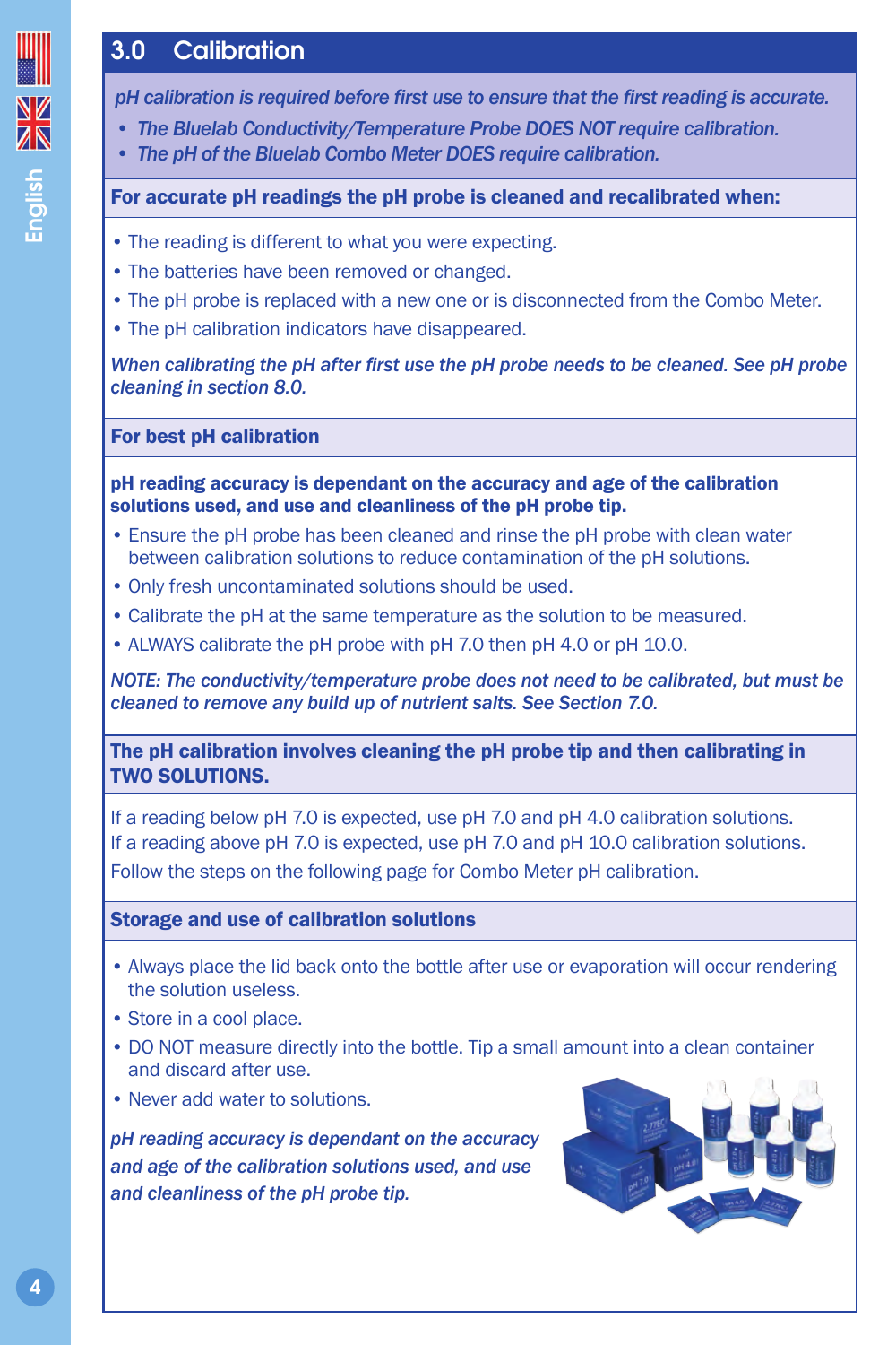## 3.0 Calibration

*pH calibration is required before first use to ensure that the first reading is accurate.*

- *The Bluelab Conductivity/Temperature Probe DOES NOT require calibration.*
- *The pH of the Bluelab Combo Meter DOES require calibration.*

**For accurate pH readings the pH probe is cleaned and recalibrated when:**

- The reading is different to what you were expecting.
- The batteries have been removed or changed.
- The pH probe is replaced with a new one or is disconnected from the Combo Meter.
- The pH calibration indicators have disappeared.

*When calibrating the pH after first use the pH probe needs to be cleaned. See pH probe cleaning in section 8.0.*

**For best pH calibration**

**pH reading accuracy is dependant on the accuracy and age of the calibration solutions used, and use and cleanliness of the pH probe tip.**

- Ensure the pH probe has been cleaned and rinse the pH probe with clean water between calibration solutions to reduce contamination of the pH solutions.
- Only fresh uncontaminated solutions should be used.
- Calibrate the pH at the same temperature as the solution to be measured.
- ALWAYS calibrate the pH probe with pH 7.0 then pH 4.0 or pH 10.0.

*NOTE: The conductivity/temperature probe does not need to be calibrated, but must be cleaned to remove any build up of nutrient salts. See Section 7.0.*

**The pH calibration involves cleaning the pH probe tip and then calibrating in TWO SOLUTIONS.**

If a reading below pH 7.0 is expected, use pH 7.0 and pH 4.0 calibration solutions.
If a reading above pH 7.0 is expected, use pH 7.0 and pH 10.0 calibration solutions.
Follow the steps on the following page for Combo Meter pH calibration.

**Storage and use of calibration solutions**

- Always place the lid back onto the bottle after use or evaporation will occur rendering the solution useless.
- Store in a cool place.
- DO NOT measure directly into the bottle. Tip a small amount into a clean container and discard after use.
- Never add water to solutions.

*pH reading accuracy is dependant on the accuracy and age of the calibration solutions used, and use and cleanliness of the pH probe tip.*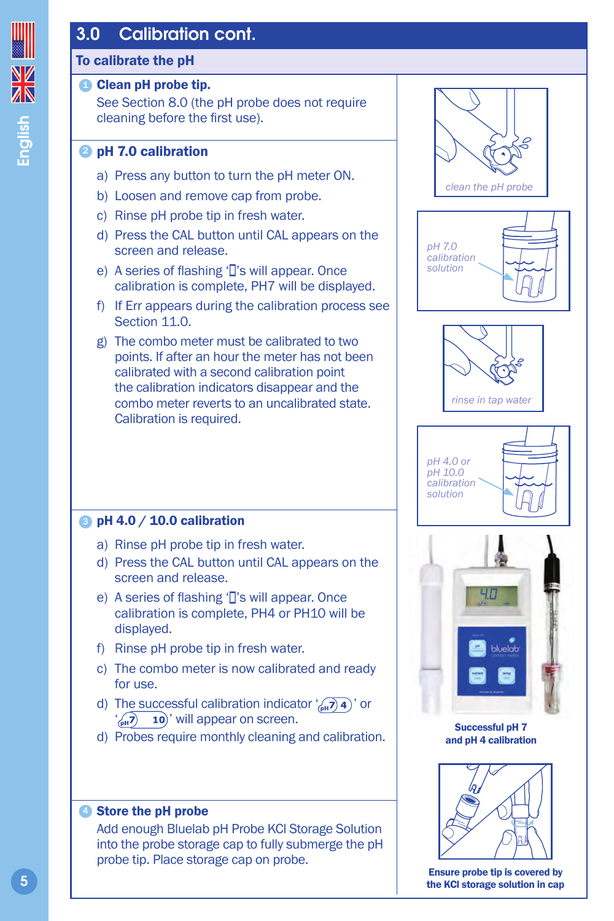## 3.0 Calibration cont.

### To calibrate the pH

**1 Clean pH probe tip.**
See Section 8.0 (the pH probe does not require cleaning before the first use).

**2 pH 7.0 calibration**

a) Press any button to turn the pH meter ON.
b) Loosen and remove cap from probe.
c) Rinse pH probe tip in fresh water.
d) Press the CAL button until CAL appears on the screen and release.
e) A series of flashing '▯'s will appear. Once calibration is complete, PH7 will be displayed.
f) If Err appears during the calibration process see Section 11.0.
g) The combo meter must be calibrated to two points. If after an hour the meter has not been calibrated with a second calibration point the calibration indicators disappear and the combo meter reverts to an uncalibrated state. Calibration is required.

**3 pH 4.0 / 10.0 calibration**

a) Rinse pH probe tip in fresh water.
d) Press the CAL button until CAL appears on the screen and release.
e) A series of flashing '▯'s will appear. Once calibration is complete, PH4 or PH10 will be displayed.
f) Rinse pH probe tip in fresh water.
c) The combo meter is now calibrated and ready for use.
d) The successful calibration indicator 'pH7 4' or 'pH7 10' will appear on screen.
d) Probes require monthly cleaning and calibration.

**4 Store the pH probe**
Add enough Bluelab pH Probe KCl Storage Solution into the probe storage cap to fully submerge the pH probe tip. Place storage cap on probe.

clean the pH probe

pH 7.0 calibration solution

rinse in tap water

pH 4.0 or pH 10.0 calibration solution

**Successful pH 7 and pH 4 calibration**

**Ensure probe tip is covered by the KCl storage solution in cap**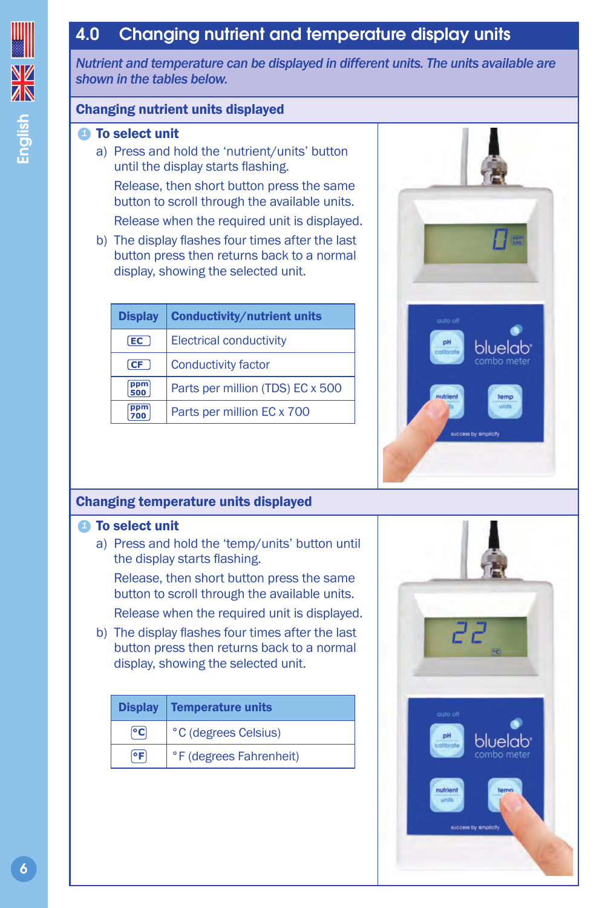## 4.0 Changing nutrient and temperature display units

*Nutrient and temperature can be displayed in different units. The units available are shown in the tables below.*

### Changing nutrient units displayed

**1 To select unit**

a) Press and hold the 'nutrient/units' button until the display starts flashing.

Release, then short button press the same button to scroll through the available units.

Release when the required unit is displayed.

b) The display flashes four times after the last button press then returns back to a normal display, showing the selected unit.

| Display | Conductivity/nutrient units |
|---|---|
| EC | Electrical conductivity |
| CF | Conductivity factor |
| ppm 500 | Parts per million (TDS) EC x 500 |
| ppm 700 | Parts per million EC x 700 |

### Changing temperature units displayed

**1 To select unit**

a) Press and hold the 'temp/units' button until the display starts flashing.

Release, then short button press the same button to scroll through the available units.

Release when the required unit is displayed.

b) The display flashes four times after the last button press then returns back to a normal display, showing the selected unit.

| Display | Temperature units |
|---|---|
| °C | °C (degrees Celsius) |
| °F | °F (degrees Fahrenheit) |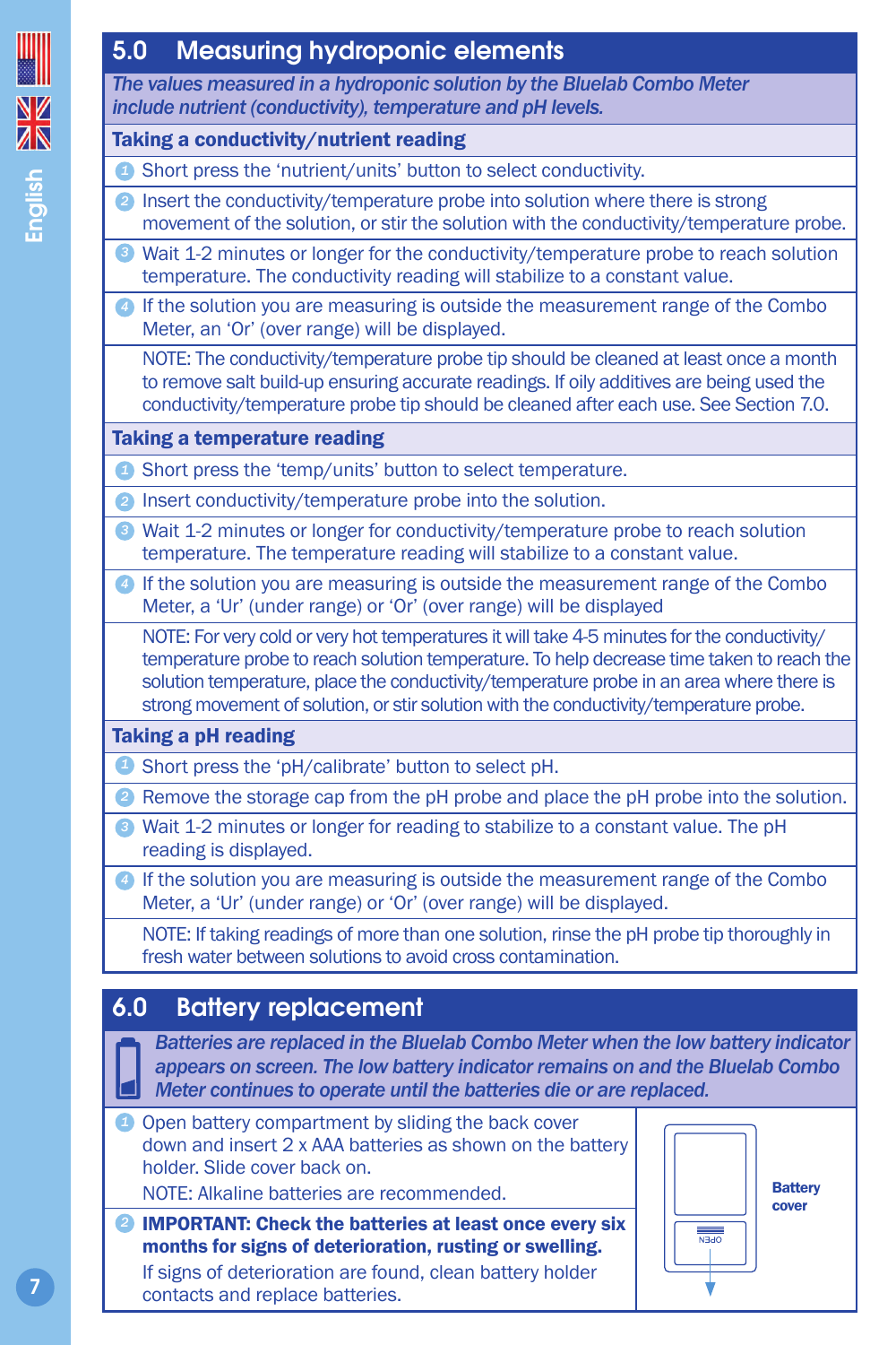## 5.0 Measuring hydroponic elements

*The values measured in a hydroponic solution by the Bluelab Combo Meter include nutrient (conductivity), temperature and pH levels.*

### Taking a conductivity/nutrient reading

1. Short press the 'nutrient/units' button to select conductivity.
2. Insert the conductivity/temperature probe into solution where there is strong movement of the solution, or stir the solution with the conductivity/temperature probe.
3. Wait 1-2 minutes or longer for the conductivity/temperature probe to reach solution temperature. The conductivity reading will stabilize to a constant value.
4. If the solution you are measuring is outside the measurement range of the Combo Meter, an 'Or' (over range) will be displayed.

NOTE: The conductivity/temperature probe tip should be cleaned at least once a month to remove salt build-up ensuring accurate readings. If oily additives are being used the conductivity/temperature probe tip should be cleaned after each use. See Section 7.0.

### Taking a temperature reading

1. Short press the 'temp/units' button to select temperature.
2. Insert conductivity/temperature probe into the solution.
3. Wait 1-2 minutes or longer for conductivity/temperature probe to reach solution temperature. The temperature reading will stabilize to a constant value.
4. If the solution you are measuring is outside the measurement range of the Combo Meter, a 'Ur' (under range) or 'Or' (over range) will be displayed

NOTE: For very cold or very hot temperatures it will take 4-5 minutes for the conductivity/temperature probe to reach solution temperature. To help decrease time taken to reach the solution temperature, place the conductivity/temperature probe in an area where there is strong movement of solution, or stir solution with the conductivity/temperature probe.

### Taking a pH reading

1. Short press the 'pH/calibrate' button to select pH.
2. Remove the storage cap from the pH probe and place the pH probe into the solution.
3. Wait 1-2 minutes or longer for reading to stabilize to a constant value. The pH reading is displayed.
4. If the solution you are measuring is outside the measurement range of the Combo Meter, a 'Ur' (under range) or 'Or' (over range) will be displayed.

NOTE: If taking readings of more than one solution, rinse the pH probe tip thoroughly in fresh water between solutions to avoid cross contamination.

## 6.0 Battery replacement

*Batteries are replaced in the Bluelab Combo Meter when the low battery indicator appears on screen. The low battery indicator remains on and the Bluelab Combo Meter continues to operate until the batteries die or are replaced.*

1. Open battery compartment by sliding the back cover down and insert 2 x AAA batteries as shown on the battery holder. Slide cover back on.

   NOTE: Alkaline batteries are recommended.

2. **IMPORTANT: Check the batteries at least once every six months for signs of deterioration, rusting or swelling.**

   If signs of deterioration are found, clean battery holder contacts and replace batteries.

Battery cover

OPEN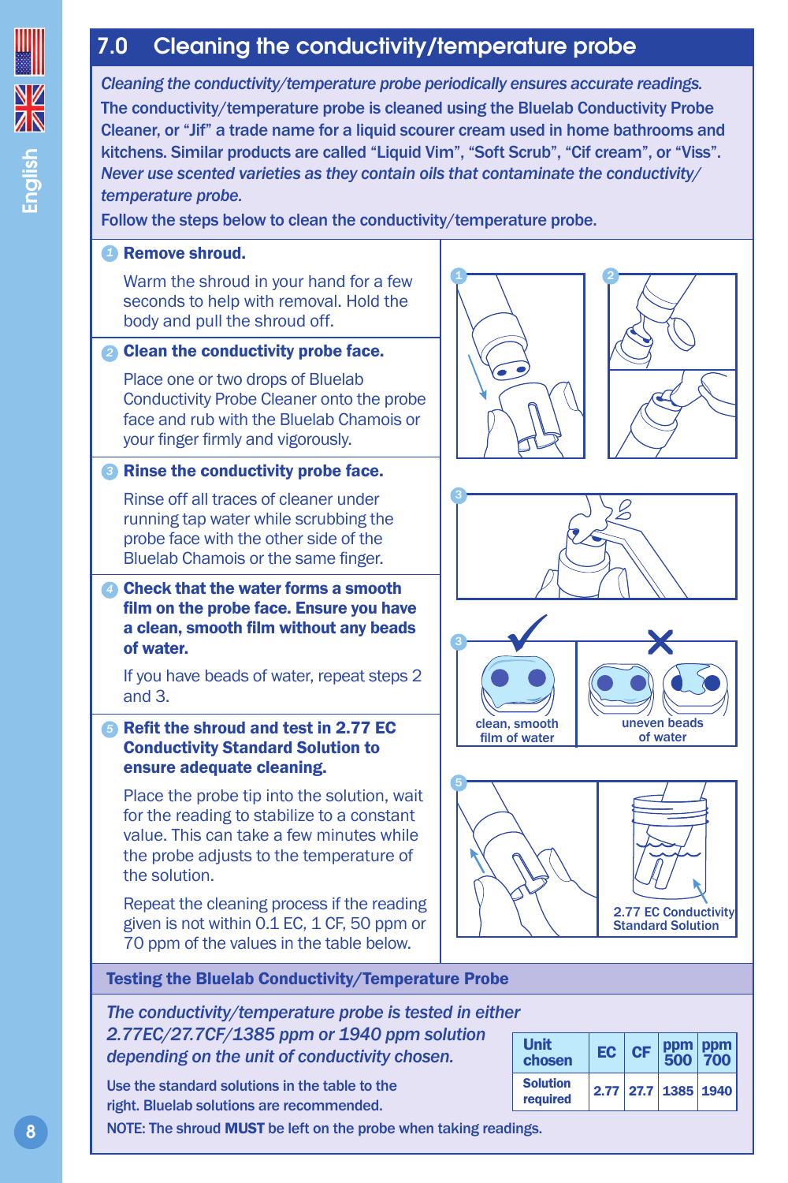## 7.0 Cleaning the conductivity/temperature probe

*Cleaning the conductivity/temperature probe periodically ensures accurate readings.*

**The conductivity/temperature probe is cleaned using the Bluelab Conductivity Probe Cleaner, or "Jif" a trade name for a liquid scourer cream used in home bathrooms and kitchens. Similar products are called "Liquid Vim", "Soft Scrub", "Cif cream", or "Viss".**

***Never use scented varieties as they contain oils that contaminate the conductivity/temperature probe.***

**Follow the steps below to clean the conductivity/temperature probe.**

1. **Remove shroud.**

   Warm the shroud in your hand for a few seconds to help with removal. Hold the body and pull the shroud off.

2. **Clean the conductivity probe face.**

   Place one or two drops of Bluelab Conductivity Probe Cleaner onto the probe face and rub with the Bluelab Chamois or your finger firmly and vigorously.

3. **Rinse the conductivity probe face.**

   Rinse off all traces of cleaner under running tap water while scrubbing the probe face with the other side of the Bluelab Chamois or the same finger.

4. **Check that the water forms a smooth film on the probe face. Ensure you have a clean, smooth film without any beads of water.**

   If you have beads of water, repeat steps 2 and 3.

   clean, smooth film of water

   uneven beads of water

5. **Refit the shroud and test in 2.77 EC Conductivity Standard Solution to ensure adequate cleaning.**

   Place the probe tip into the solution, wait for the reading to stabilize to a constant value. This can take a few minutes while the probe adjusts to the temperature of the solution.

   Repeat the cleaning process if the reading given is not within 0.1 EC, 1 CF, 50 ppm or 70 ppm of the values in the table below.

   2.77 EC Conductivity Standard Solution

### Testing the Bluelab Conductivity/Temperature Probe

*The conductivity/temperature probe is tested in either 2.77EC/27.7CF/1385 ppm or 1940 ppm solution depending on the unit of conductivity chosen.*

Use the standard solutions in the table to the right. Bluelab solutions are recommended.

| Unit chosen | EC | CF | ppm 500 | ppm 700 |
|---|---|---|---|---|
| Solution required | 2.77 | 27.7 | 1385 | 1940 |

NOTE: The shroud **MUST** be left on the probe when taking readings.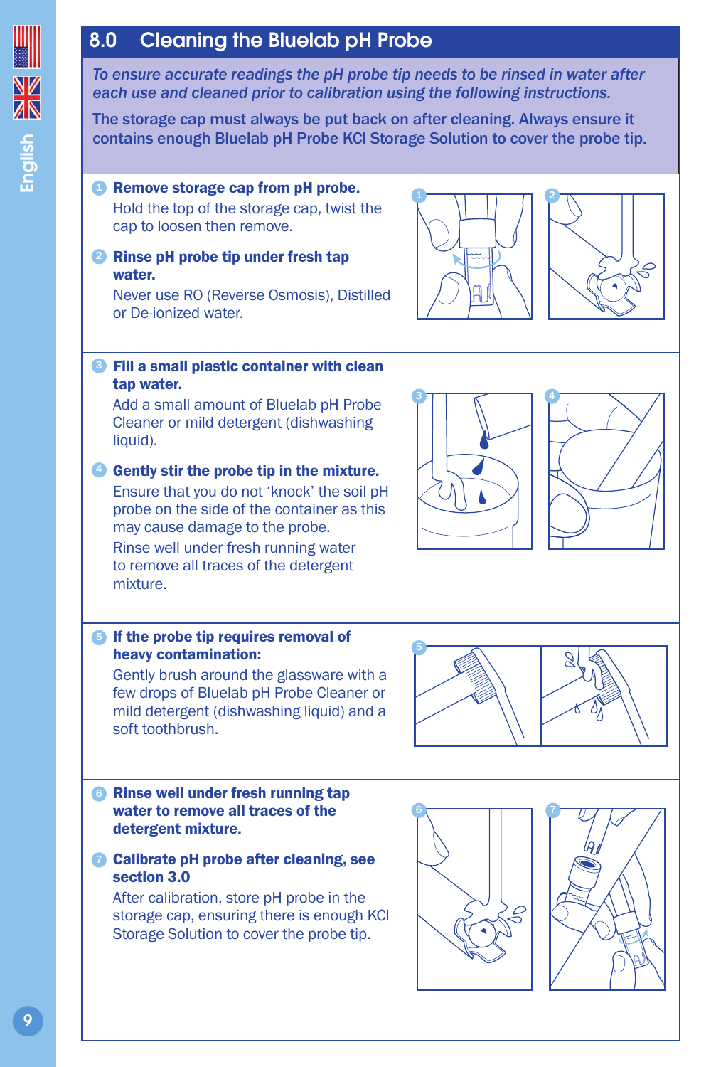## 8.0 Cleaning the Bluelab pH Probe

*To ensure accurate readings the pH probe tip needs to be rinsed in water after each use and cleaned prior to calibration using the following instructions.*

**The storage cap must always be put back on after cleaning. Always ensure it contains enough Bluelab pH Probe KCl Storage Solution to cover the probe tip.**

1. **Remove storage cap from pH probe.**
   Hold the top of the storage cap, twist the cap to loosen then remove.

2. **Rinse pH probe tip under fresh tap water.**
   Never use RO (Reverse Osmosis), Distilled or De-ionized water.

3. **Fill a small plastic container with clean tap water.**
   Add a small amount of Bluelab pH Probe Cleaner or mild detergent (dishwashing liquid).

4. **Gently stir the probe tip in the mixture.**
   Ensure that you do not 'knock' the soil pH probe on the side of the container as this may cause damage to the probe.
   Rinse well under fresh running water to remove all traces of the detergent mixture.

5. **If the probe tip requires removal of heavy contamination:**
   Gently brush around the glassware with a few drops of Bluelab pH Probe Cleaner or mild detergent (dishwashing liquid) and a soft toothbrush.

6. **Rinse well under fresh running tap water to remove all traces of the detergent mixture.**

7. **Calibrate pH probe after cleaning, see section 3.0**
   After calibration, store pH probe in the storage cap, ensuring there is enough KCl Storage Solution to cover the probe tip.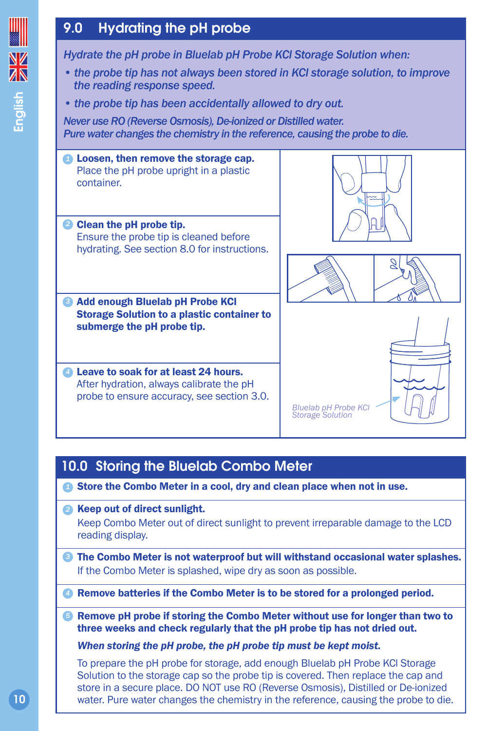## 9.0 Hydrating the pH probe

*Hydrate the pH probe in Bluelab pH Probe KCl Storage Solution when:*

- *the probe tip has not always been stored in KCl storage solution, to improve the reading response speed.*
- *the probe tip has been accidentally allowed to dry out.*

*Never use RO (Reverse Osmosis), De-ionized or Distilled water.*
*Pure water changes the chemistry in the reference, causing the probe to die.*

1. **Loosen, then remove the storage cap.**
   Place the pH probe upright in a plastic container.

2. **Clean the pH probe tip.**
   Ensure the probe tip is cleaned before hydrating. See section 8.0 for instructions.

3. **Add enough Bluelab pH Probe KCl Storage Solution to a plastic container to submerge the pH probe tip.**

4. **Leave to soak for at least 24 hours.**
   After hydration, always calibrate the pH probe to ensure accuracy, see section 3.0.

*Bluelab pH Probe KCl Storage Solution*

## 10.0 Storing the Bluelab Combo Meter

1. **Store the Combo Meter in a cool, dry and clean place when not in use.**

2. **Keep out of direct sunlight.**
   Keep Combo Meter out of direct sunlight to prevent irreparable damage to the LCD reading display.

3. **The Combo Meter is not waterproof but will withstand occasional water splashes.**
   If the Combo Meter is splashed, wipe dry as soon as possible.

4. **Remove batteries if the Combo Meter is to be stored for a prolonged period.**

5. **Remove pH probe if storing the Combo Meter without use for longer than two to three weeks and check regularly that the pH probe tip has not dried out.**

   ***When storing the pH probe, the pH probe tip must be kept moist.***

   To prepare the pH probe for storage, add enough Bluelab pH Probe KCl Storage Solution to the storage cap so the probe tip is covered. Then replace the cap and store in a secure place. DO NOT use RO (Reverse Osmosis), Distilled or De-ionized water. Pure water changes the chemistry in the reference, causing the probe to die.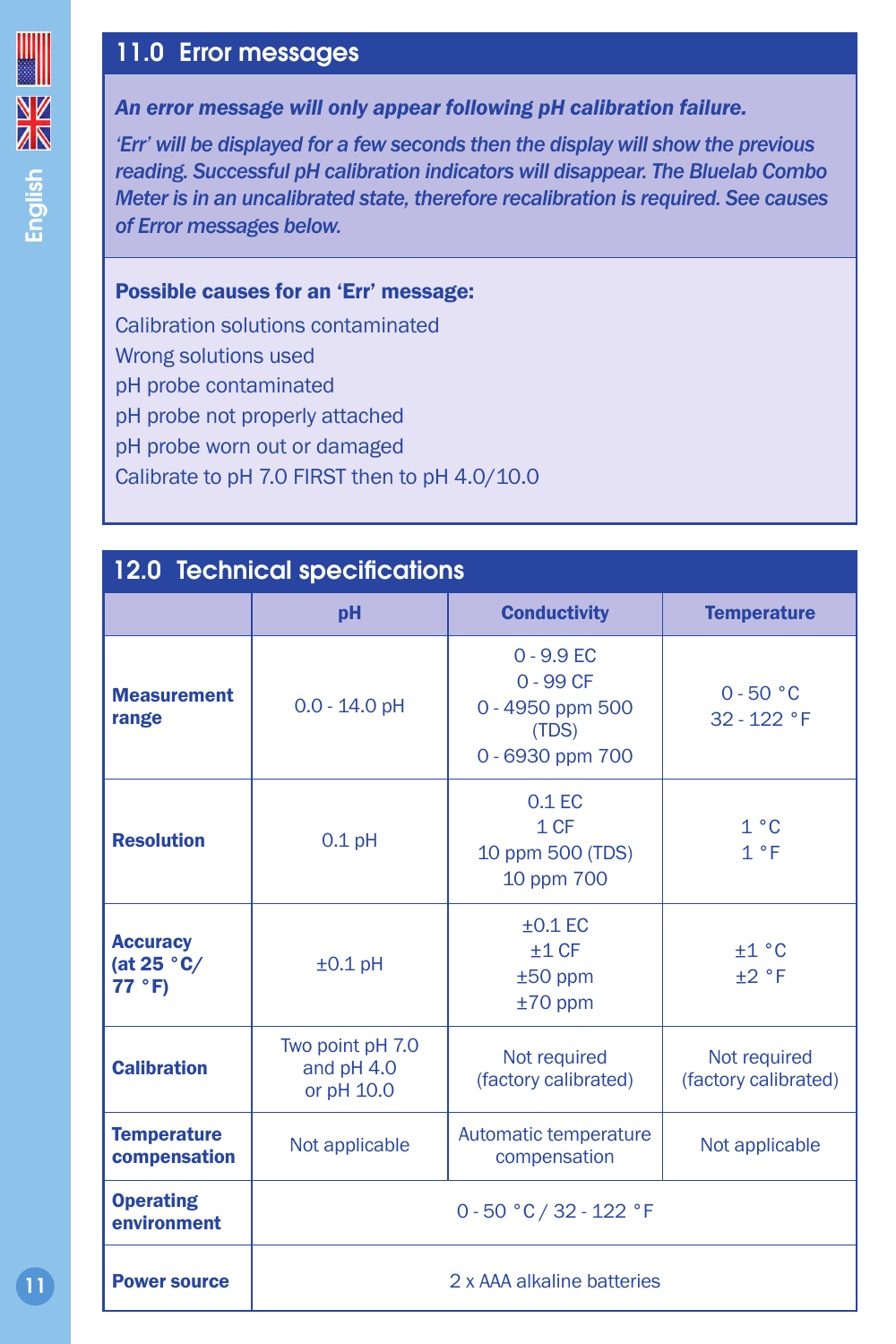## 11.0 Error messages

***An error message will only appear following pH calibration failure.***

***'Err' will be displayed for a few seconds then the display will show the previous reading. Successful pH calibration indicators will disappear. The Bluelab Combo Meter is in an uncalibrated state, therefore recalibration is required. See causes of Error messages below.***

**Possible causes for an 'Err' message:**

Calibration solutions contaminated
Wrong solutions used
pH probe contaminated
pH probe not properly attached
pH probe worn out or damaged
Calibrate to pH 7.0 FIRST then to pH 4.0/10.0

## 12.0 Technical specifications

| | pH | Conductivity | Temperature |
|---|---|---|---|
| **Measurement range** | 0.0 - 14.0 pH | 0 - 9.9 EC<br>0 - 99 CF<br>0 - 4950 ppm 500 (TDS)<br>0 - 6930 ppm 700 | 0 - 50 °C<br>32 - 122 °F |
| **Resolution** | 0.1 pH | 0.1 EC<br>1 CF<br>10 ppm 500 (TDS)<br>10 ppm 700 | 1 °C<br>1 °F |
| **Accuracy (at 25 °C/ 77 °F)** | ±0.1 pH | ±0.1 EC<br>±1 CF<br>±50 ppm<br>±70 ppm | ±1 °C<br>±2 °F |
| **Calibration** | Two point pH 7.0 and pH 4.0 or pH 10.0 | Not required (factory calibrated) | Not required (factory calibrated) |
| **Temperature compensation** | Not applicable | Automatic temperature compensation | Not applicable |
| **Operating environment** | 0 - 50 °C / 32 - 122 °F | | |
| **Power source** | 2 x AAA alkaline batteries | | |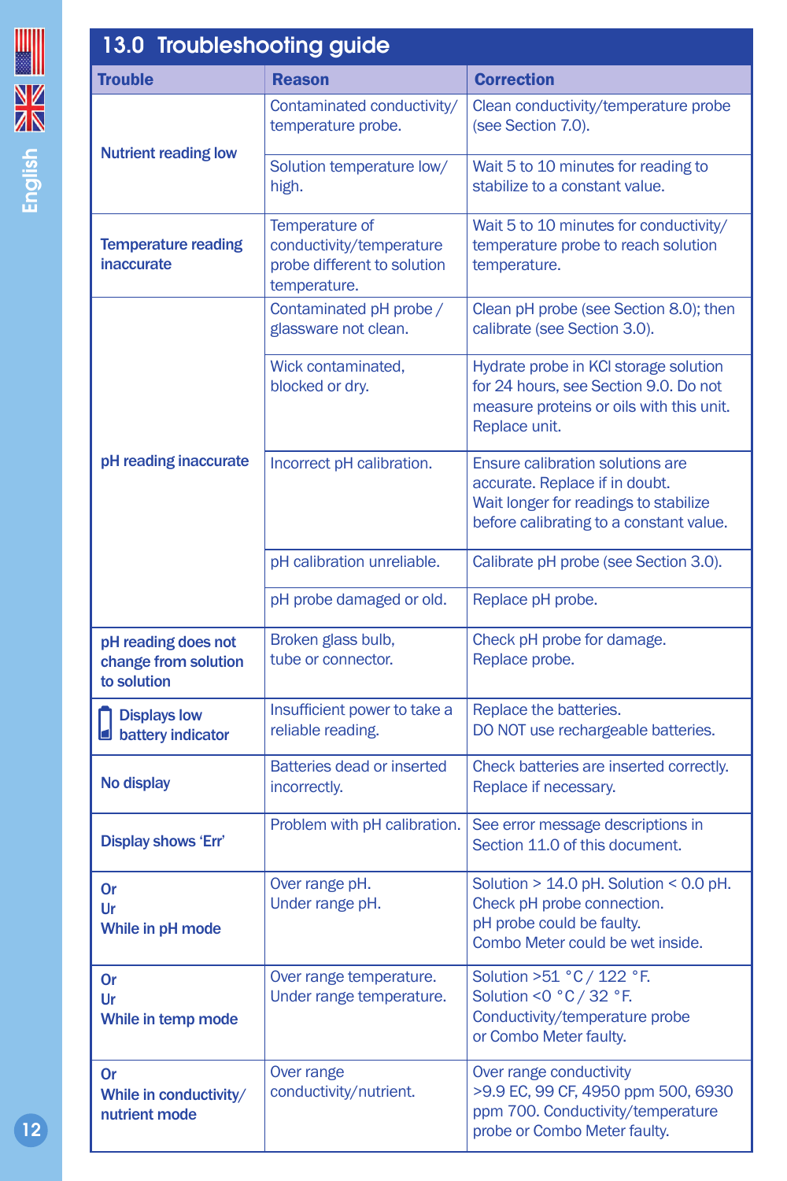## 13.0 Troubleshooting guide

| Trouble | Reason | Correction |
|---|---|---|
| Nutrient reading low | Contaminated conductivity/ temperature probe. | Clean conductivity/temperature probe (see Section 7.0). |
| | Solution temperature low/ high. | Wait 5 to 10 minutes for reading to stabilize to a constant value. |
| Temperature reading inaccurate | Temperature of conductivity/temperature probe different to solution temperature. | Wait 5 to 10 minutes for conductivity/ temperature probe to reach solution temperature. |
| pH reading inaccurate | Contaminated pH probe / glassware not clean. | Clean pH probe (see Section 8.0); then calibrate (see Section 3.0). |
| | Wick contaminated, blocked or dry. | Hydrate probe in KCl storage solution for 24 hours, see Section 9.0. Do not measure proteins or oils with this unit. Replace unit. |
| | Incorrect pH calibration. | Ensure calibration solutions are accurate. Replace if in doubt. Wait longer for readings to stabilize before calibrating to a constant value. |
| | pH calibration unreliable. | Calibrate pH probe (see Section 3.0). |
| | pH probe damaged or old. | Replace pH probe. |
| pH reading does not change from solution to solution | Broken glass bulb, tube or connector. | Check pH probe for damage. Replace probe. |
| Displays low battery indicator | Insufficient power to take a reliable reading. | Replace the batteries. DO NOT use rechargeable batteries. |
| No display | Batteries dead or inserted incorrectly. | Check batteries are inserted correctly. Replace if necessary. |
| Display shows 'Err' | Problem with pH calibration. | See error message descriptions in Section 11.0 of this document. |
| Or<br>Ur<br>While in pH mode | Over range pH.<br>Under range pH. | Solution > 14.0 pH. Solution < 0.0 pH. Check pH probe connection. pH probe could be faulty. Combo Meter could be wet inside. |
| Or<br>Ur<br>While in temp mode | Over range temperature.<br>Under range temperature. | Solution >51 °C / 122 °F. Solution <0 °C / 32 °F. Conductivity/temperature probe or Combo Meter faulty. |
| Or<br>While in conductivity/ nutrient mode | Over range conductivity/nutrient. | Over range conductivity >9.9 EC, 99 CF, 4950 ppm 500, 6930 ppm 700. Conductivity/temperature probe or Combo Meter faulty. |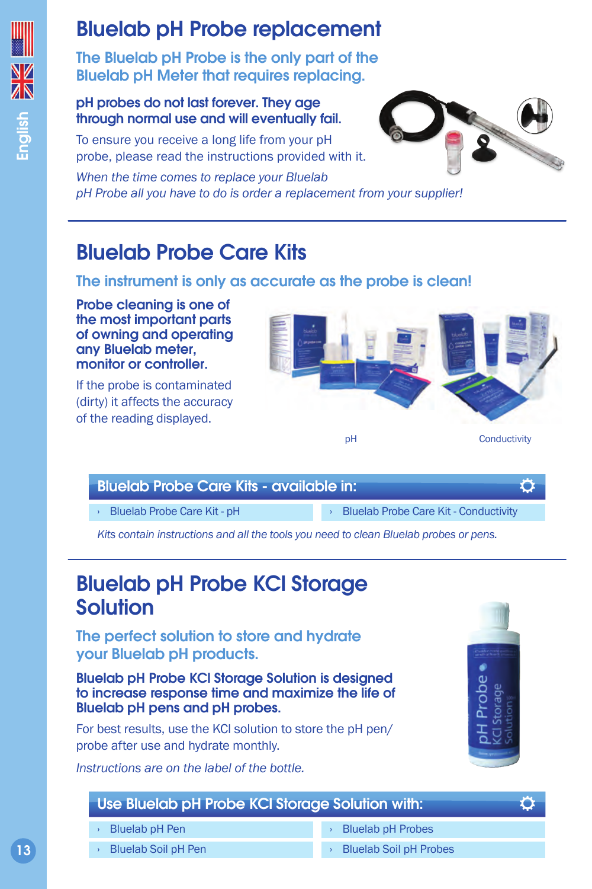# Bluelab pH Probe replacement

## The Bluelab pH Probe is the only part of the Bluelab pH Meter that requires replacing.

**pH probes do not last forever. They age through normal use and will eventually fail.**

To ensure you receive a long life from your pH probe, please read the instructions provided with it.

*When the time comes to replace your Bluelab pH Probe all you have to do is order a replacement from your supplier!*

---

# Bluelab Probe Care Kits

## The instrument is only as accurate as the probe is clean!

**Probe cleaning is one of the most important parts of owning and operating any Bluelab meter, monitor or controller.**

If the probe is contaminated (dirty) it affects the accuracy of the reading displayed.

pH Conductivity

| Bluelab Probe Care Kits - available in: | |
|---|---|
| Bluelab Probe Care Kit - pH | Bluelab Probe Care Kit - Conductivity |

*Kits contain instructions and all the tools you need to clean Bluelab probes or pens.*

---

# Bluelab pH Probe KCl Storage Solution

## The perfect solution to store and hydrate your Bluelab pH products.

**Bluelab pH Probe KCl Storage Solution is designed to increase response time and maximize the life of Bluelab pH pens and pH probes.**

For best results, use the KCl solution to store the pH pen/ probe after use and hydrate monthly.

*Instructions are on the label of the bottle.*

| Use Bluelab pH Probe KCl Storage Solution with: | |
|---|---|
| Bluelab pH Pen | Bluelab pH Probes |
| Bluelab Soil pH Pen | Bluelab Soil pH Probes |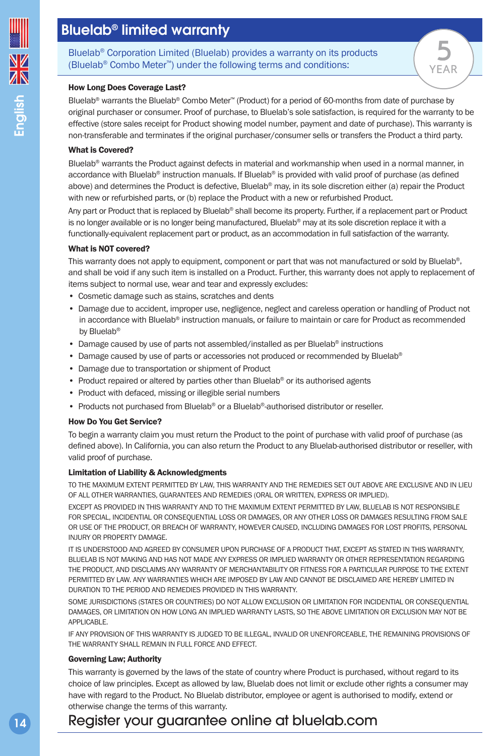# Bluelab® limited warranty

Bluelab® Corporation Limited (Bluelab) provides a warranty on its products (Bluelab® Combo Meter™) under the following terms and conditions:

5 YEAR

**How Long Does Coverage Last?**

Bluelab® warrants the Bluelab® Combo Meter™ (Product) for a period of 60-months from date of purchase by original purchaser or consumer. Proof of purchase, to Bluelab's sole satisfaction, is required for the warranty to be effective (store sales receipt for Product showing model number, payment and date of purchase). This warranty is non-transferable and terminates if the original purchaser/consumer sells or transfers the Product a third party.

**What is Covered?**

Bluelab® warrants the Product against defects in material and workmanship when used in a normal manner, in accordance with Bluelab® instruction manuals. If Bluelab® is provided with valid proof of purchase (as defined above) and determines the Product is defective, Bluelab® may, in its sole discretion either (a) repair the Product with new or refurbished parts, or (b) replace the Product with a new or refurbished Product.

Any part or Product that is replaced by Bluelab® shall become its property. Further, if a replacement part or Product is no longer available or is no longer being manufactured, Bluelab® may at its sole discretion replace it with a functionally-equivalent replacement part or product, as an accommodation in full satisfaction of the warranty.

**What is NOT covered?**

This warranty does not apply to equipment, component or part that was not manufactured or sold by Bluelab®, and shall be void if any such item is installed on a Product. Further, this warranty does not apply to replacement of items subject to normal use, wear and tear and expressly excludes:

- Cosmetic damage such as stains, scratches and dents
- Damage due to accident, improper use, negligence, neglect and careless operation or handling of Product not in accordance with Bluelab® instruction manuals, or failure to maintain or care for Product as recommended by Bluelab®
- Damage caused by use of parts not assembled/installed as per Bluelab® instructions
- Damage caused by use of parts or accessories not produced or recommended by Bluelab®
- Damage due to transportation or shipment of Product
- Product repaired or altered by parties other than Bluelab® or its authorised agents
- Product with defaced, missing or illegible serial numbers
- Products not purchased from Bluelab® or a Bluelab®-authorised distributor or reseller.

**How Do You Get Service?**

To begin a warranty claim you must return the Product to the point of purchase with valid proof of purchase (as defined above). In California, you can also return the Product to any Bluelab-authorised distributor or reseller, with valid proof of purchase.

**Limitation of Liability & Acknowledgments**

TO THE MAXIMUM EXTENT PERMITTED BY LAW, THIS WARRANTY AND THE REMEDIES SET OUT ABOVE ARE EXCLUSIVE AND IN LIEU OF ALL OTHER WARRANTIES, GUARANTEES AND REMEDIES (ORAL OR WRITTEN, EXPRESS OR IMPLIED).

EXCEPT AS PROVIDED IN THIS WARRANTY AND TO THE MAXIMUM EXTENT PERMITTED BY LAW, BLUELAB IS NOT RESPONSIBLE FOR SPECIAL, INCIDENTIAL OR CONSEQUENTIAL LOSS OR DAMAGES, OR ANY OTHER LOSS OR DAMAGES RESULTING FROM SALE OR USE OF THE PRODUCT, OR BREACH OF WARRANTY, HOWEVER CAUSED, INCLUDING DAMAGES FOR LOST PROFITS, PERSONAL INJURY OR PROPERTY DAMAGE.

IT IS UNDERSTOOD AND AGREED BY CONSUMER UPON PURCHASE OF A PRODUCT THAT, EXCEPT AS STATED IN THIS WARRANTY, BLUELAB IS NOT MAKING AND HAS NOT MADE ANY EXPRESS OR IMPLIED WARRANTY OR OTHER REPRESENTATION REGARDING THE PRODUCT, AND DISCLAIMS ANY WARRANTY OF MERCHANTABILITY OR FITNESS FOR A PARTICULAR PURPOSE TO THE EXTENT PERMITTED BY LAW. ANY WARRANTIES WHICH ARE IMPOSED BY LAW AND CANNOT BE DISCLAIMED ARE HEREBY LIMITED IN DURATION TO THE PERIOD AND REMEDIES PROVIDED IN THIS WARRANTY.

SOME JURISDICTIONS (STATES OR COUNTRIES) DO NOT ALLOW EXCLUSION OR LIMITATION FOR INCIDENTIAL OR CONSEQUENTIAL DAMAGES, OR LIMITATION ON HOW LONG AN IMPLIED WARRANTY LASTS, SO THE ABOVE LIMITATION OR EXCLUSION MAY NOT BE APPLICABLE.

IF ANY PROVISION OF THIS WARRANTY IS JUDGED TO BE ILLEGAL, INVALID OR UNENFORCEABLE, THE REMAINING PROVISIONS OF THE WARRANTY SHALL REMAIN IN FULL FORCE AND EFFECT.

**Governing Law; Authority**

This warranty is governed by the laws of the state of country where Product is purchased, without regard to its choice of law principles. Except as allowed by law, Bluelab does not limit or exclude other rights a consumer may have with regard to the Product. No Bluelab distributor, employee or agent is authorised to modify, extend or otherwise change the terms of this warranty.

## Register your guarantee online at bluelab.com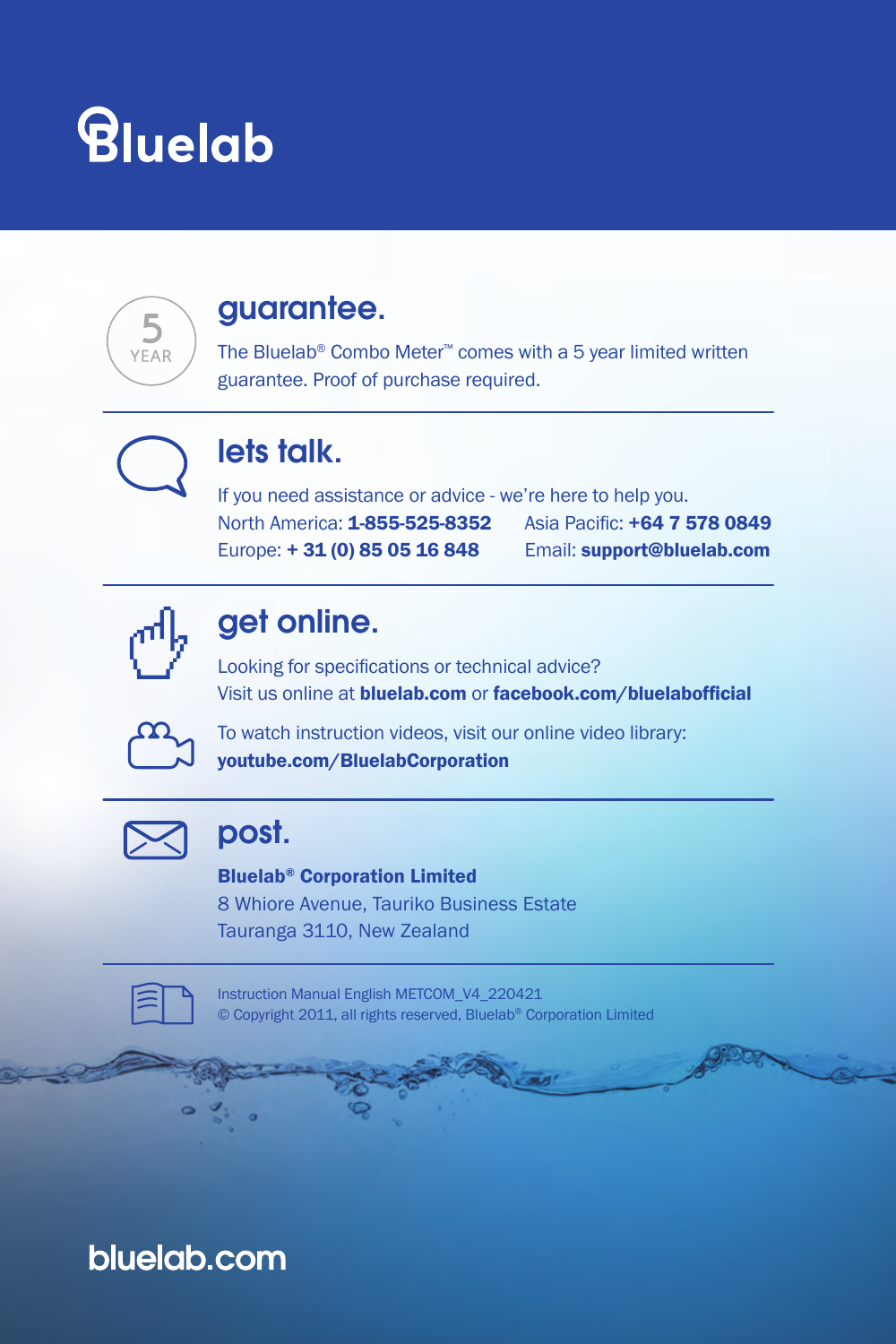# Bluelab

5 YEAR

## guarantee.

The Bluelab® Combo Meter™ comes with a 5 year limited written guarantee. Proof of purchase required.

## lets talk.

If you need assistance or advice - we're here to help you.

North America: **1-855-525-8352**
Asia Pacific: **+64 7 578 0849**
Europe: **+ 31 (0) 85 05 16 848**
Email: **support@bluelab.com**

## get online.

Looking for specifications or technical advice?
Visit us online at **bluelab.com** or **facebook.com/bluelabofficial**

To watch instruction videos, visit our online video library:
**youtube.com/BluelabCorporation**

## post.

**Bluelab® Corporation Limited**
8 Whiore Avenue, Tauriko Business Estate
Tauranga 3110, New Zealand

Instruction Manual English METCOM_V4_220421
© Copyright 2011, all rights reserved, Bluelab® Corporation Limited

**bluelab.com**